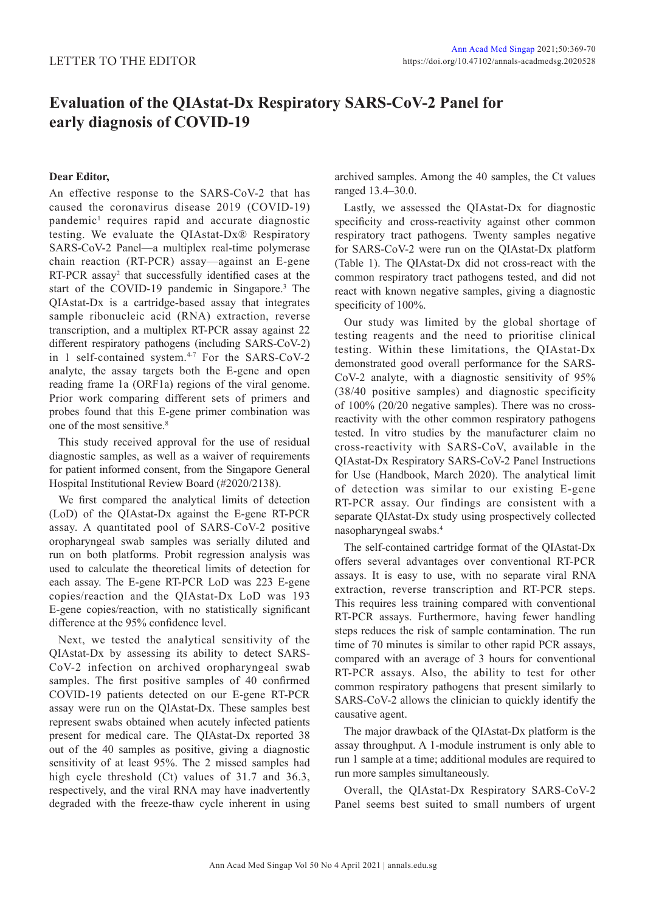LETTER TO THE EDITOR

# Evaluation of the QIAstat-Dx Respiratory SARS-CoV-2 Panel for early diagnosis of COVID-19

**Dear Editor,**

An effective response to the SARS-CoV-2 that has caused the coronavirus disease 2019 (COVID-19) pandemic[1] requires rapid and accurate diagnostic testing. We evaluate the QIAstat-Dx® Respiratory SARS-CoV-2 Panel—a multiplex real-time polymerase chain reaction (RT-PCR) assay—against an E-gene RT-PCR assay[2] that successfully identified cases at the start of the COVID-19 pandemic in Singapore.[3] The QIAstat-Dx is a cartridge-based assay that integrates sample ribonucleic acid (RNA) extraction, reverse transcription, and a multiplex RT-PCR assay against 22 different respiratory pathogens (including SARS-CoV-2) in 1 self-contained system.[4-7] For the SARS-CoV-2 analyte, the assay targets both the E-gene and open reading frame 1a (ORF1a) regions of the viral genome. Prior work comparing different sets of primers and probes found that this E-gene primer combination was one of the most sensitive.[8]

This study received approval for the use of residual diagnostic samples, as well as a waiver of requirements for patient informed consent, from the Singapore General Hospital Institutional Review Board (#2020/2138).

We first compared the analytical limits of detection (LoD) of the QIAstat-Dx against the E-gene RT-PCR assay. A quantitated pool of SARS-CoV-2 positive oropharyngeal swab samples was serially diluted and run on both platforms. Probit regression analysis was used to calculate the theoretical limits of detection for each assay. The E-gene RT-PCR LoD was 223 E-gene copies/reaction and the QIAstat-Dx LoD was 193 E-gene copies/reaction, with no statistically significant difference at the 95% confidence level.

Next, we tested the analytical sensitivity of the QIAstat-Dx by assessing its ability to detect SARS-CoV-2 infection on archived oropharyngeal swab samples. The first positive samples of 40 confirmed COVID-19 patients detected on our E-gene RT-PCR assay were run on the QIAstat-Dx. These samples best represent swabs obtained when acutely infected patients present for medical care. The QIAstat-Dx reported 38 out of the 40 samples as positive, giving a diagnostic sensitivity of at least 95%. The 2 missed samples had high cycle threshold (Ct) values of 31.7 and 36.3, respectively, and the viral RNA may have inadvertently degraded with the freeze-thaw cycle inherent in using archived samples. Among the 40 samples, the Ct values ranged 13.4–30.0.

Lastly, we assessed the QIAstat-Dx for diagnostic specificity and cross-reactivity against other common respiratory tract pathogens. Twenty samples negative for SARS-CoV-2 were run on the QIAstat-Dx platform (Table 1). The QIAstat-Dx did not cross-react with the common respiratory tract pathogens tested, and did not react with known negative samples, giving a diagnostic specificity of 100%.

Our study was limited by the global shortage of testing reagents and the need to prioritise clinical testing. Within these limitations, the QIAstat-Dx demonstrated good overall performance for the SARS-CoV-2 analyte, with a diagnostic sensitivity of 95% (38/40 positive samples) and diagnostic specificity of 100% (20/20 negative samples). There was no cross-reactivity with the other common respiratory pathogens tested. In vitro studies by the manufacturer claim no cross-reactivity with SARS-CoV, available in the QIAstat-Dx Respiratory SARS-CoV-2 Panel Instructions for Use (Handbook, March 2020). The analytical limit of detection was similar to our existing E-gene RT-PCR assay. Our findings are consistent with a separate QIAstat-Dx study using prospectively collected nasopharyngeal swabs.[4]

The self-contained cartridge format of the QIAstat-Dx offers several advantages over conventional RT-PCR assays. It is easy to use, with no separate viral RNA extraction, reverse transcription and RT-PCR steps. This requires less training compared with conventional RT-PCR assays. Furthermore, having fewer handling steps reduces the risk of sample contamination. The run time of 70 minutes is similar to other rapid PCR assays, compared with an average of 3 hours for conventional RT-PCR assays. Also, the ability to test for other common respiratory pathogens that present similarly to SARS-CoV-2 allows the clinician to quickly identify the causative agent.

The major drawback of the QIAstat-Dx platform is the assay throughput. A 1-module instrument is only able to run 1 sample at a time; additional modules are required to run more samples simultaneously.

Overall, the QIAstat-Dx Respiratory SARS-CoV-2 Panel seems best suited to small numbers of urgent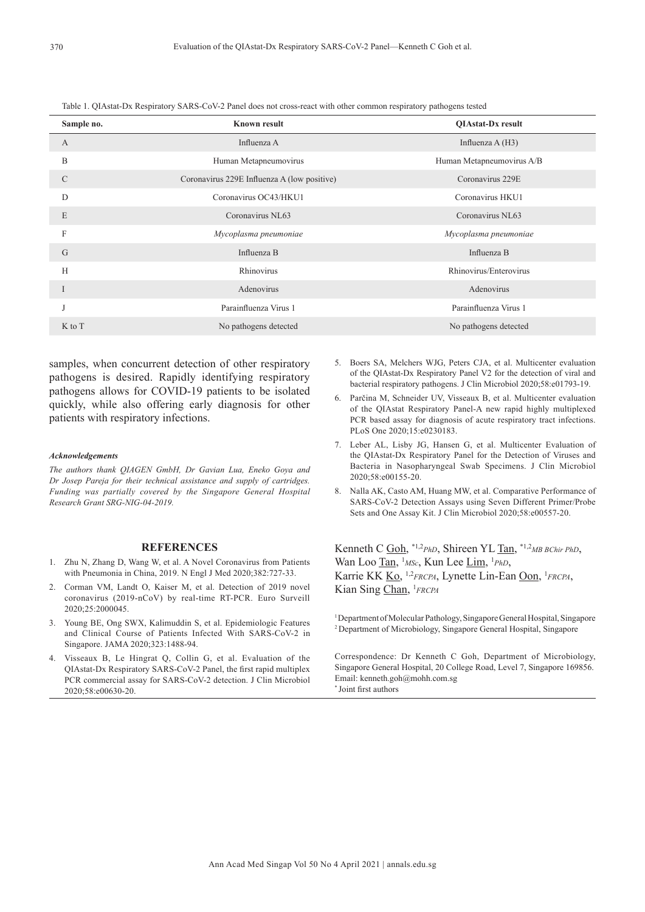Table 1. QIAstat-Dx Respiratory SARS-CoV-2 Panel does not cross-react with other common respiratory pathogens tested

| Sample no. | Known result | QIAstat-Dx result |
|---|---|---|
| A | Influenza A | Influenza A (H3) |
| B | Human Metapneumovirus | Human Metapneumovirus A/B |
| C | Coronavirus 229E Influenza A (low positive) | Coronavirus 229E |
| D | Coronavirus OC43/HKU1 | Coronavirus HKU1 |
| E | Coronavirus NL63 | Coronavirus NL63 |
| F | *Mycoplasma pneumoniae* | *Mycoplasma pneumoniae* |
| G | Influenza B | Influenza B |
| H | Rhinovirus | Rhinovirus/Enterovirus |
| I | Adenovirus | Adenovirus |
| J | Parainfluenza Virus 1 | Parainfluenza Virus 1 |
| K to T | No pathogens detected | No pathogens detected |

samples, when concurrent detection of other respiratory pathogens is desired. Rapidly identifying respiratory pathogens allows for COVID-19 patients to be isolated quickly, while also offering early diagnosis for other patients with respiratory infections.

#### *Acknowledgements*

*The authors thank QIAGEN GmbH, Dr Gavian Lua, Eneko Goya and Dr Josep Pareja for their technical assistance and supply of cartridges. Funding was partially covered by the Singapore General Hospital Research Grant SRG-NIG-04-2019.*

## REFERENCES

1. Zhu N, Zhang D, Wang W, et al. A Novel Coronavirus from Patients with Pneumonia in China, 2019. N Engl J Med 2020;382:727-33.
2. Corman VM, Landt O, Kaiser M, et al. Detection of 2019 novel coronavirus (2019-nCoV) by real-time RT-PCR. Euro Surveill 2020;25:2000045.
3. Young BE, Ong SWX, Kalimuddin S, et al. Epidemiologic Features and Clinical Course of Patients Infected With SARS-CoV-2 in Singapore. JAMA 2020;323:1488-94.
4. Visseaux B, Le Hingrat Q, Collin G, et al. Evaluation of the QIAstat-Dx Respiratory SARS-CoV-2 Panel, the first rapid multiplex PCR commercial assay for SARS-CoV-2 detection. J Clin Microbiol 2020;58:e00630-20.
5. Boers SA, Melchers WJG, Peters CJA, et al. Multicenter evaluation of the QIAstat-Dx Respiratory Panel V2 for the detection of viral and bacterial respiratory pathogens. J Clin Microbiol 2020;58:e01793-19.
6. Parčina M, Schneider UV, Visseaux B, et al. Multicenter evaluation of the QIAstat Respiratory Panel-A new rapid highly multiplexed PCR based assay for diagnosis of acute respiratory tract infections. PLoS One 2020;15:e0230183.
7. Leber AL, Lisby JG, Hansen G, et al. Multicenter Evaluation of the QIAstat-Dx Respiratory Panel for the Detection of Viruses and Bacteria in Nasopharyngeal Swab Specimens. J Clin Microbiol 2020;58:e00155-20.
8. Nalla AK, Casto AM, Huang MW, et al. Comparative Performance of SARS-CoV-2 Detection Assays using Seven Different Primer/Probe Sets and One Assay Kit. J Clin Microbiol 2020;58:e00557-20.

Kenneth C Goh, [*1,2] *PhD*, Shireen YL Tan, [*1,2] *MB BChir PhD*, Wan Loo Tan, [1] *MSc*, Kun Lee Lim, [1] *PhD*, Karrie KK Ko, [1,2] *FRCPA*, Lynette Lin-Ean Oon, [1] *FRCPA*, Kian Sing Chan, [1] *FRCPA*

[1] Department of Molecular Pathology, Singapore General Hospital, Singapore
[2] Department of Microbiology, Singapore General Hospital, Singapore

Correspondence: Dr Kenneth C Goh, Department of Microbiology, Singapore General Hospital, 20 College Road, Level 7, Singapore 169856.
Email: kenneth.goh@mohh.com.sg
[*] Joint first authors